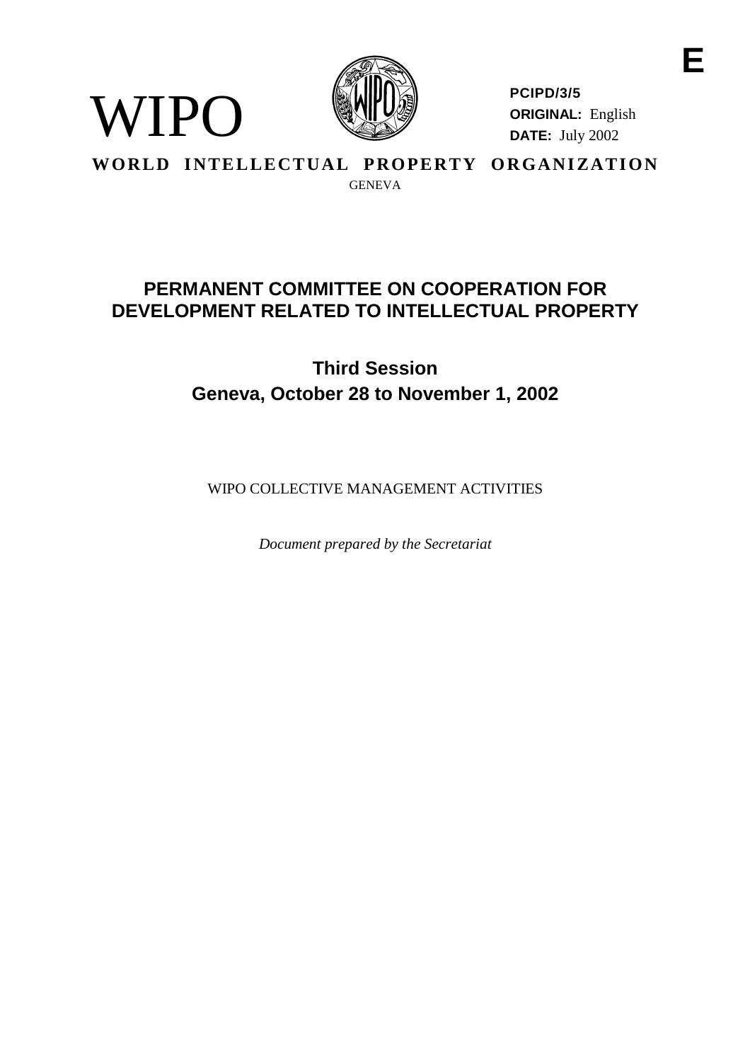E

WIPO

**PCIPD/3/5**
**ORIGINAL:** English
**DATE:** July 2002

**WORLD INTELLECTUAL PROPERTY ORGANIZATION**
GENEVA

# PERMANENT COMMITTEE ON COOPERATION FOR DEVELOPMENT RELATED TO INTELLECTUAL PROPERTY

## Third Session
## Geneva, October 28 to November 1, 2002

WIPO COLLECTIVE MANAGEMENT ACTIVITIES

*Document prepared by the Secretariat*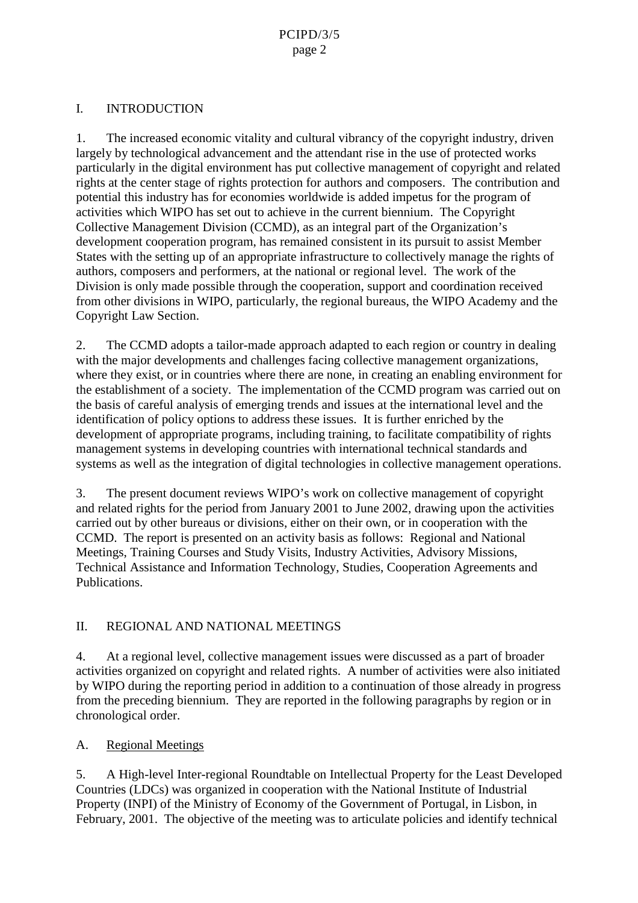## I. INTRODUCTION

1. The increased economic vitality and cultural vibrancy of the copyright industry, driven largely by technological advancement and the attendant rise in the use of protected works particularly in the digital environment has put collective management of copyright and related rights at the center stage of rights protection for authors and composers. The contribution and potential this industry has for economies worldwide is added impetus for the program of activities which WIPO has set out to achieve in the current biennium. The Copyright Collective Management Division (CCMD), as an integral part of the Organization's development cooperation program, has remained consistent in its pursuit to assist Member States with the setting up of an appropriate infrastructure to collectively manage the rights of authors, composers and performers, at the national or regional level. The work of the Division is only made possible through the cooperation, support and coordination received from other divisions in WIPO, particularly, the regional bureaus, the WIPO Academy and the Copyright Law Section.

2. The CCMD adopts a tailor-made approach adapted to each region or country in dealing with the major developments and challenges facing collective management organizations, where they exist, or in countries where there are none, in creating an enabling environment for the establishment of a society. The implementation of the CCMD program was carried out on the basis of careful analysis of emerging trends and issues at the international level and the identification of policy options to address these issues. It is further enriched by the development of appropriate programs, including training, to facilitate compatibility of rights management systems in developing countries with international technical standards and systems as well as the integration of digital technologies in collective management operations.

3. The present document reviews WIPO's work on collective management of copyright and related rights for the period from January 2001 to June 2002, drawing upon the activities carried out by other bureaus or divisions, either on their own, or in cooperation with the CCMD. The report is presented on an activity basis as follows: Regional and National Meetings, Training Courses and Study Visits, Industry Activities, Advisory Missions, Technical Assistance and Information Technology, Studies, Cooperation Agreements and Publications.

## II. REGIONAL AND NATIONAL MEETINGS

4. At a regional level, collective management issues were discussed as a part of broader activities organized on copyright and related rights. A number of activities were also initiated by WIPO during the reporting period in addition to a continuation of those already in progress from the preceding biennium. They are reported in the following paragraphs by region or in chronological order.

### A. Regional Meetings

5. A High-level Inter-regional Roundtable on Intellectual Property for the Least Developed Countries (LDCs) was organized in cooperation with the National Institute of Industrial Property (INPI) of the Ministry of Economy of the Government of Portugal, in Lisbon, in February, 2001. The objective of the meeting was to articulate policies and identify technical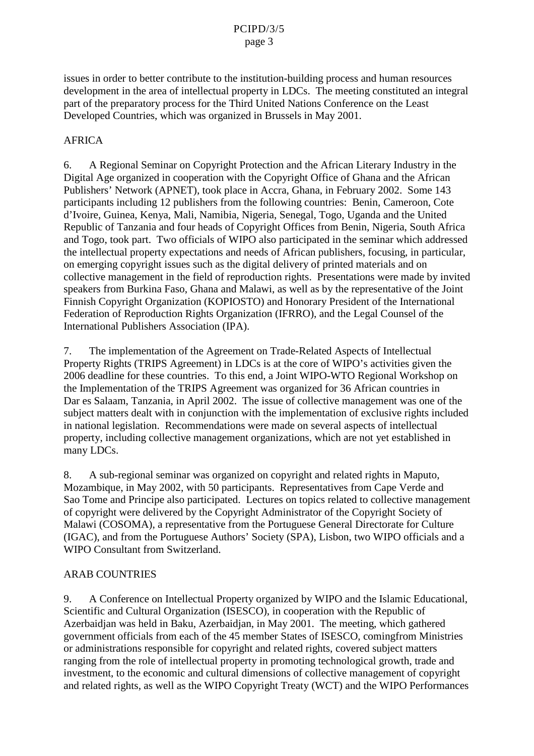issues in order to better contribute to the institution-building process and human resources development in the area of intellectual property in LDCs. The meeting constituted an integral part of the preparatory process for the Third United Nations Conference on the Least Developed Countries, which was organized in Brussels in May 2001.

## AFRICA

6. A Regional Seminar on Copyright Protection and the African Literary Industry in the Digital Age organized in cooperation with the Copyright Office of Ghana and the African Publishers' Network (APNET), took place in Accra, Ghana, in February 2002. Some 143 participants including 12 publishers from the following countries: Benin, Cameroon, Cote d'Ivoire, Guinea, Kenya, Mali, Namibia, Nigeria, Senegal, Togo, Uganda and the United Republic of Tanzania and four heads of Copyright Offices from Benin, Nigeria, South Africa and Togo, took part. Two officials of WIPO also participated in the seminar which addressed the intellectual property expectations and needs of African publishers, focusing, in particular, on emerging copyright issues such as the digital delivery of printed materials and on collective management in the field of reproduction rights. Presentations were made by invited speakers from Burkina Faso, Ghana and Malawi, as well as by the representative of the Joint Finnish Copyright Organization (KOPIOSTO) and Honorary President of the International Federation of Reproduction Rights Organization (IFRRO), and the Legal Counsel of the International Publishers Association (IPA).

7. The implementation of the Agreement on Trade-Related Aspects of Intellectual Property Rights (TRIPS Agreement) in LDCs is at the core of WIPO's activities given the 2006 deadline for these countries. To this end, a Joint WIPO-WTO Regional Workshop on the Implementation of the TRIPS Agreement was organized for 36 African countries in Dar es Salaam, Tanzania, in April 2002. The issue of collective management was one of the subject matters dealt with in conjunction with the implementation of exclusive rights included in national legislation. Recommendations were made on several aspects of intellectual property, including collective management organizations, which are not yet established in many LDCs.

8. A sub-regional seminar was organized on copyright and related rights in Maputo, Mozambique, in May 2002, with 50 participants. Representatives from Cape Verde and Sao Tome and Principe also participated. Lectures on topics related to collective management of copyright were delivered by the Copyright Administrator of the Copyright Society of Malawi (COSOMA), a representative from the Portuguese General Directorate for Culture (IGAC), and from the Portuguese Authors' Society (SPA), Lisbon, two WIPO officials and a WIPO Consultant from Switzerland.

## ARAB COUNTRIES

9. A Conference on Intellectual Property organized by WIPO and the Islamic Educational, Scientific and Cultural Organization (ISESCO), in cooperation with the Republic of Azerbaidjan was held in Baku, Azerbaidjan, in May 2001. The meeting, which gathered government officials from each of the 45 member States of ISESCO, comingfrom Ministries or administrations responsible for copyright and related rights, covered subject matters ranging from the role of intellectual property in promoting technological growth, trade and investment, to the economic and cultural dimensions of collective management of copyright and related rights, as well as the WIPO Copyright Treaty (WCT) and the WIPO Performances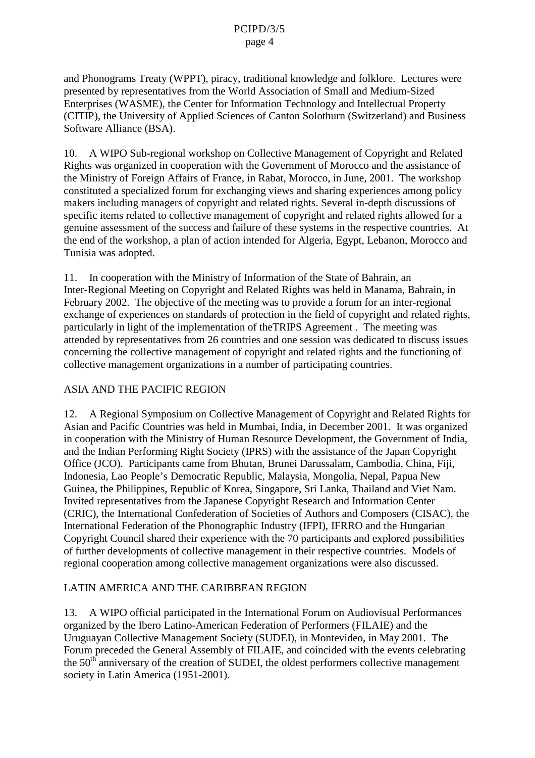and Phonograms Treaty (WPPT), piracy, traditional knowledge and folklore. Lectures were presented by representatives from the World Association of Small and Medium-Sized Enterprises (WASME), the Center for Information Technology and Intellectual Property (CITIP), the University of Applied Sciences of Canton Solothurn (Switzerland) and Business Software Alliance (BSA).

10. A WIPO Sub-regional workshop on Collective Management of Copyright and Related Rights was organized in cooperation with the Government of Morocco and the assistance of the Ministry of Foreign Affairs of France, in Rabat, Morocco, in June, 2001. The workshop constituted a specialized forum for exchanging views and sharing experiences among policy makers including managers of copyright and related rights. Several in-depth discussions of specific items related to collective management of copyright and related rights allowed for a genuine assessment of the success and failure of these systems in the respective countries. At the end of the workshop, a plan of action intended for Algeria, Egypt, Lebanon, Morocco and Tunisia was adopted.

11. In cooperation with the Ministry of Information of the State of Bahrain, an Inter-Regional Meeting on Copyright and Related Rights was held in Manama, Bahrain, in February 2002. The objective of the meeting was to provide a forum for an inter-regional exchange of experiences on standards of protection in the field of copyright and related rights, particularly in light of the implementation of theTRIPS Agreement . The meeting was attended by representatives from 26 countries and one session was dedicated to discuss issues concerning the collective management of copyright and related rights and the functioning of collective management organizations in a number of participating countries.

ASIA AND THE PACIFIC REGION

12. A Regional Symposium on Collective Management of Copyright and Related Rights for Asian and Pacific Countries was held in Mumbai, India, in December 2001. It was organized in cooperation with the Ministry of Human Resource Development, the Government of India, and the Indian Performing Right Society (IPRS) with the assistance of the Japan Copyright Office (JCO). Participants came from Bhutan, Brunei Darussalam, Cambodia, China, Fiji, Indonesia, Lao People's Democratic Republic, Malaysia, Mongolia, Nepal, Papua New Guinea, the Philippines, Republic of Korea, Singapore, Sri Lanka, Thailand and Viet Nam. Invited representatives from the Japanese Copyright Research and Information Center (CRIC), the International Confederation of Societies of Authors and Composers (CISAC), the International Federation of the Phonographic Industry (IFPI), IFRRO and the Hungarian Copyright Council shared their experience with the 70 participants and explored possibilities of further developments of collective management in their respective countries. Models of regional cooperation among collective management organizations were also discussed.

LATIN AMERICA AND THE CARIBBEAN REGION

13. A WIPO official participated in the International Forum on Audiovisual Performances organized by the Ibero Latino-American Federation of Performers (FILAIE) and the Uruguayan Collective Management Society (SUDEI), in Montevideo, in May 2001. The Forum preceded the General Assembly of FILAIE, and coincided with the events celebrating the 50th anniversary of the creation of SUDEI, the oldest performers collective management society in Latin America (1951-2001).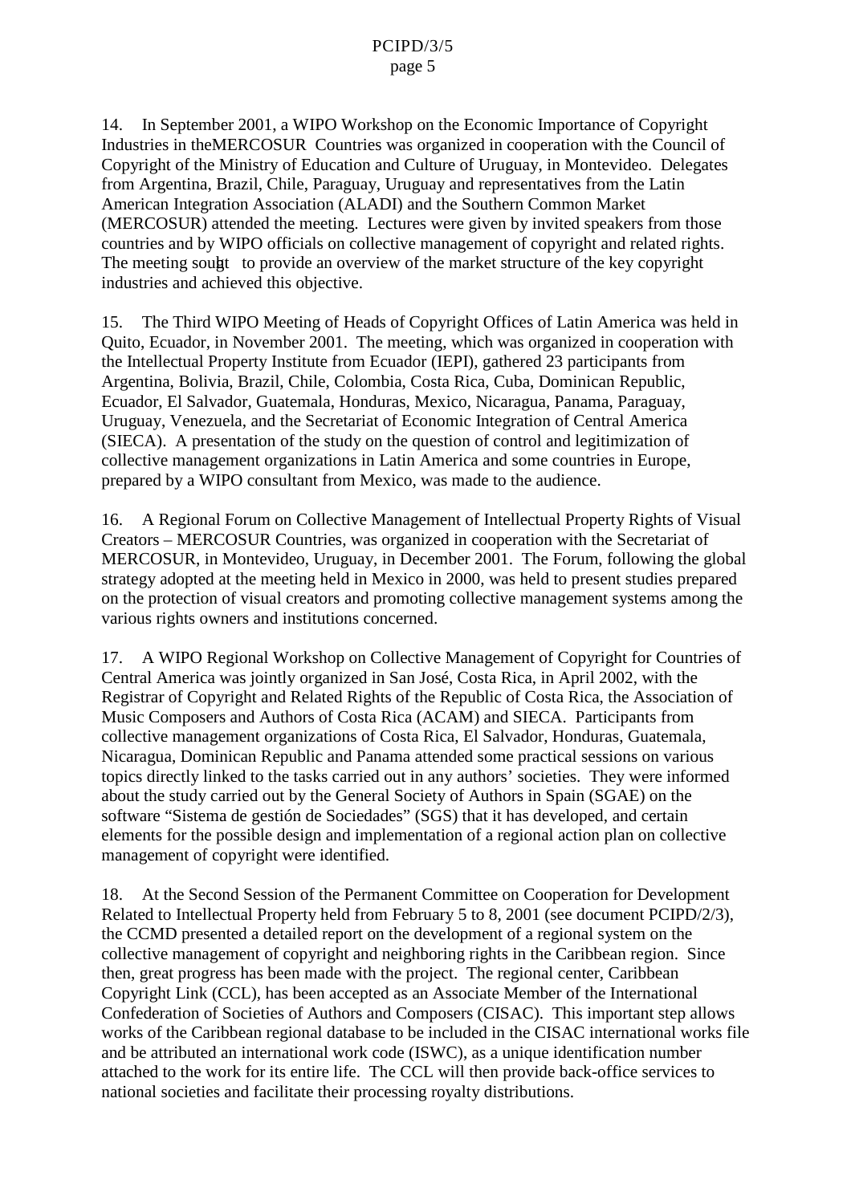14. In September 2001, a WIPO Workshop on the Economic Importance of Copyright Industries in the MERCOSUR Countries was organized in cooperation with the Council of Copyright of the Ministry of Education and Culture of Uruguay, in Montevideo. Delegates from Argentina, Brazil, Chile, Paraguay, Uruguay and representatives from the Latin American Integration Association (ALADI) and the Southern Common Market (MERCOSUR) attended the meeting. Lectures were given by invited speakers from those countries and by WIPO officials on collective management of copyright and related rights. The meeting sought to provide an overview of the market structure of the key copyright industries and achieved this objective.

15. The Third WIPO Meeting of Heads of Copyright Offices of Latin America was held in Quito, Ecuador, in November 2001. The meeting, which was organized in cooperation with the Intellectual Property Institute from Ecuador (IEPI), gathered 23 participants from Argentina, Bolivia, Brazil, Chile, Colombia, Costa Rica, Cuba, Dominican Republic, Ecuador, El Salvador, Guatemala, Honduras, Mexico, Nicaragua, Panama, Paraguay, Uruguay, Venezuela, and the Secretariat of Economic Integration of Central America (SIECA). A presentation of the study on the question of control and legitimization of collective management organizations in Latin America and some countries in Europe, prepared by a WIPO consultant from Mexico, was made to the audience.

16. A Regional Forum on Collective Management of Intellectual Property Rights of Visual Creators – MERCOSUR Countries, was organized in cooperation with the Secretariat of MERCOSUR, in Montevideo, Uruguay, in December 2001. The Forum, following the global strategy adopted at the meeting held in Mexico in 2000, was held to present studies prepared on the protection of visual creators and promoting collective management systems among the various rights owners and institutions concerned.

17. A WIPO Regional Workshop on Collective Management of Copyright for Countries of Central America was jointly organized in San José, Costa Rica, in April 2002, with the Registrar of Copyright and Related Rights of the Republic of Costa Rica, the Association of Music Composers and Authors of Costa Rica (ACAM) and SIECA. Participants from collective management organizations of Costa Rica, El Salvador, Honduras, Guatemala, Nicaragua, Dominican Republic and Panama attended some practical sessions on various topics directly linked to the tasks carried out in any authors' societies. They were informed about the study carried out by the General Society of Authors in Spain (SGAE) on the software "Sistema de gestión de Sociedades" (SGS) that it has developed, and certain elements for the possible design and implementation of a regional action plan on collective management of copyright were identified.

18. At the Second Session of the Permanent Committee on Cooperation for Development Related to Intellectual Property held from February 5 to 8, 2001 (see document PCIPD/2/3), the CCMD presented a detailed report on the development of a regional system on the collective management of copyright and neighboring rights in the Caribbean region. Since then, great progress has been made with the project. The regional center, Caribbean Copyright Link (CCL), has been accepted as an Associate Member of the International Confederation of Societies of Authors and Composers (CISAC). This important step allows works of the Caribbean regional database to be included in the CISAC international works file and be attributed an international work code (ISWC), as a unique identification number attached to the work for its entire life. The CCL will then provide back-office services to national societies and facilitate their processing royalty distributions.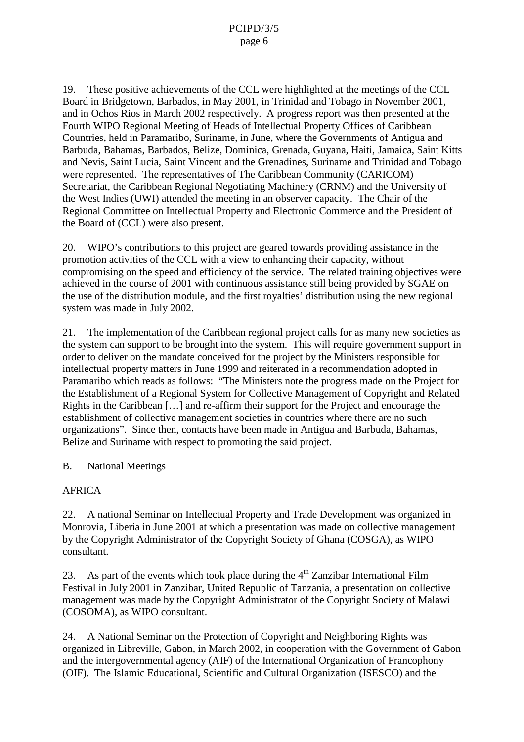19. These positive achievements of the CCL were highlighted at the meetings of the CCL Board in Bridgetown, Barbados, in May 2001, in Trinidad and Tobago in November 2001, and in Ochos Rios in March 2002 respectively. A progress report was then presented at the Fourth WIPO Regional Meeting of Heads of Intellectual Property Offices of Caribbean Countries, held in Paramaribo, Suriname, in June, where the Governments of Antigua and Barbuda, Bahamas, Barbados, Belize, Dominica, Grenada, Guyana, Haiti, Jamaica, Saint Kitts and Nevis, Saint Lucia, Saint Vincent and the Grenadines, Suriname and Trinidad and Tobago were represented. The representatives of The Caribbean Community (CARICOM) Secretariat, the Caribbean Regional Negotiating Machinery (CRNM) and the University of the West Indies (UWI) attended the meeting in an observer capacity. The Chair of the Regional Committee on Intellectual Property and Electronic Commerce and the President of the Board of (CCL) were also present.

20. WIPO's contributions to this project are geared towards providing assistance in the promotion activities of the CCL with a view to enhancing their capacity, without compromising on the speed and efficiency of the service. The related training objectives were achieved in the course of 2001 with continuous assistance still being provided by SGAE on the use of the distribution module, and the first royalties' distribution using the new regional system was made in July 2002.

21. The implementation of the Caribbean regional project calls for as many new societies as the system can support to be brought into the system. This will require government support in order to deliver on the mandate conceived for the project by the Ministers responsible for intellectual property matters in June 1999 and reiterated in a recommendation adopted in Paramaribo which reads as follows: "The Ministers note the progress made on the Project for the Establishment of a Regional System for Collective Management of Copyright and Related Rights in the Caribbean […] and re-affirm their support for the Project and encourage the establishment of collective management societies in countries where there are no such organizations". Since then, contacts have been made in Antigua and Barbuda, Bahamas, Belize and Suriname with respect to promoting the said project.

B. National Meetings

AFRICA

22. A national Seminar on Intellectual Property and Trade Development was organized in Monrovia, Liberia in June 2001 at which a presentation was made on collective management by the Copyright Administrator of the Copyright Society of Ghana (COSGA), as WIPO consultant.

23. As part of the events which took place during the 4th Zanzibar International Film Festival in July 2001 in Zanzibar, United Republic of Tanzania, a presentation on collective management was made by the Copyright Administrator of the Copyright Society of Malawi (COSOMA), as WIPO consultant.

24. A National Seminar on the Protection of Copyright and Neighboring Rights was organized in Libreville, Gabon, in March 2002, in cooperation with the Government of Gabon and the intergovernmental agency (AIF) of the International Organization of Francophony (OIF). The Islamic Educational, Scientific and Cultural Organization (ISESCO) and the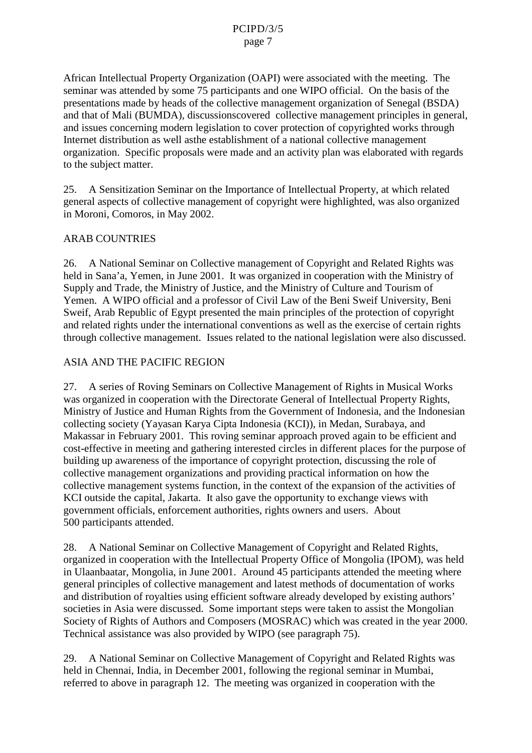African Intellectual Property Organization (OAPI) were associated with the meeting. The seminar was attended by some 75 participants and one WIPO official. On the basis of the presentations made by heads of the collective management organization of Senegal (BSDA) and that of Mali (BUMDA), discussionscovered collective management principles in general, and issues concerning modern legislation to cover protection of copyrighted works through Internet distribution as well asthe establishment of a national collective management organization. Specific proposals were made and an activity plan was elaborated with regards to the subject matter.

25. A Sensitization Seminar on the Importance of Intellectual Property, at which related general aspects of collective management of copyright were highlighted, was also organized in Moroni, Comoros, in May 2002.

## ARAB COUNTRIES

26. A National Seminar on Collective management of Copyright and Related Rights was held in Sana'a, Yemen, in June 2001. It was organized in cooperation with the Ministry of Supply and Trade, the Ministry of Justice, and the Ministry of Culture and Tourism of Yemen. A WIPO official and a professor of Civil Law of the Beni Sweif University, Beni Sweif, Arab Republic of Egypt presented the main principles of the protection of copyright and related rights under the international conventions as well as the exercise of certain rights through collective management. Issues related to the national legislation were also discussed.

## ASIA AND THE PACIFIC REGION

27. A series of Roving Seminars on Collective Management of Rights in Musical Works was organized in cooperation with the Directorate General of Intellectual Property Rights, Ministry of Justice and Human Rights from the Government of Indonesia, and the Indonesian collecting society (Yayasan Karya Cipta Indonesia (KCI)), in Medan, Surabaya, and Makassar in February 2001. This roving seminar approach proved again to be efficient and cost-effective in meeting and gathering interested circles in different places for the purpose of building up awareness of the importance of copyright protection, discussing the role of collective management organizations and providing practical information on how the collective management systems function, in the context of the expansion of the activities of KCI outside the capital, Jakarta. It also gave the opportunity to exchange views with government officials, enforcement authorities, rights owners and users. About 500 participants attended.

28. A National Seminar on Collective Management of Copyright and Related Rights, organized in cooperation with the Intellectual Property Office of Mongolia (IPOM), was held in Ulaanbaatar, Mongolia, in June 2001. Around 45 participants attended the meeting where general principles of collective management and latest methods of documentation of works and distribution of royalties using efficient software already developed by existing authors' societies in Asia were discussed. Some important steps were taken to assist the Mongolian Society of Rights of Authors and Composers (MOSRAC) which was created in the year 2000. Technical assistance was also provided by WIPO (see paragraph 75).

29. A National Seminar on Collective Management of Copyright and Related Rights was held in Chennai, India, in December 2001, following the regional seminar in Mumbai, referred to above in paragraph 12. The meeting was organized in cooperation with the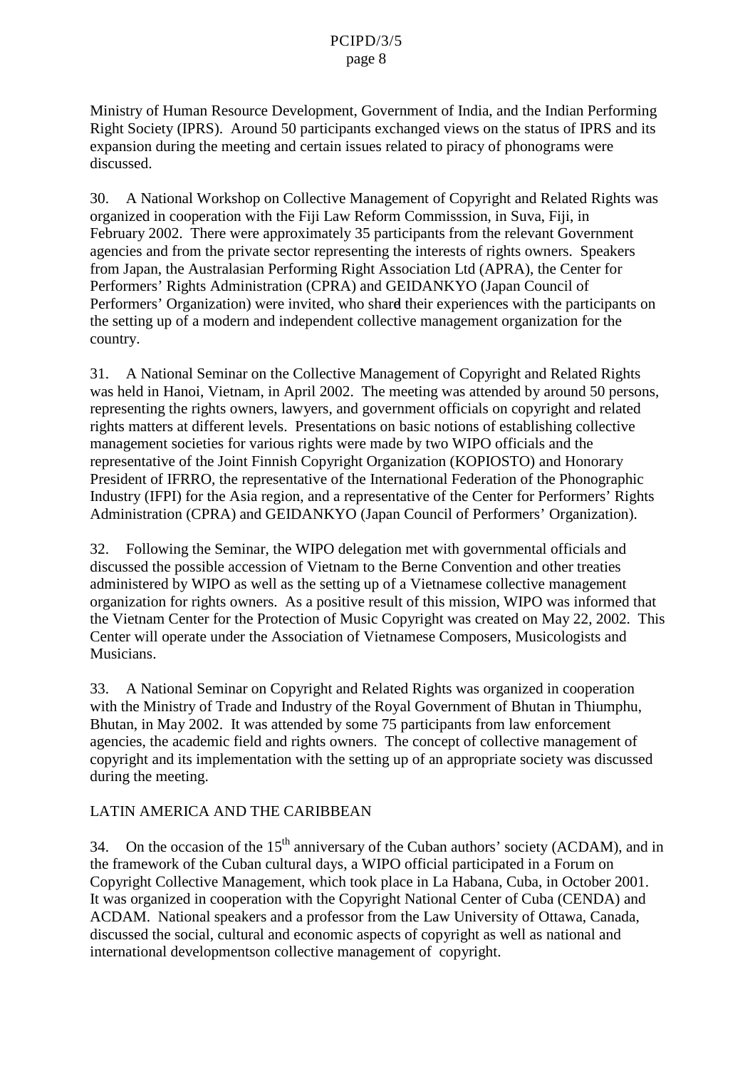Ministry of Human Resource Development, Government of India, and the Indian Performing Right Society (IPRS). Around 50 participants exchanged views on the status of IPRS and its expansion during the meeting and certain issues related to piracy of phonograms were discussed.

30. A National Workshop on Collective Management of Copyright and Related Rights was organized in cooperation with the Fiji Law Reform Commisssion, in Suva, Fiji, in February 2002. There were approximately 35 participants from the relevant Government agencies and from the private sector representing the interests of rights owners. Speakers from Japan, the Australasian Performing Right Association Ltd (APRA), the Center for Performers' Rights Administration (CPRA) and GEIDANKYO (Japan Council of Performers' Organization) were invited, who shard their experiences with the participants on the setting up of a modern and independent collective management organization for the country.

31. A National Seminar on the Collective Management of Copyright and Related Rights was held in Hanoi, Vietnam, in April 2002. The meeting was attended by around 50 persons, representing the rights owners, lawyers, and government officials on copyright and related rights matters at different levels. Presentations on basic notions of establishing collective management societies for various rights were made by two WIPO officials and the representative of the Joint Finnish Copyright Organization (KOPIOSTO) and Honorary President of IFRRO, the representative of the International Federation of the Phonographic Industry (IFPI) for the Asia region, and a representative of the Center for Performers' Rights Administration (CPRA) and GEIDANKYO (Japan Council of Performers' Organization).

32. Following the Seminar, the WIPO delegation met with governmental officials and discussed the possible accession of Vietnam to the Berne Convention and other treaties administered by WIPO as well as the setting up of a Vietnamese collective management organization for rights owners. As a positive result of this mission, WIPO was informed that the Vietnam Center for the Protection of Music Copyright was created on May 22, 2002. This Center will operate under the Association of Vietnamese Composers, Musicologists and Musicians.

33. A National Seminar on Copyright and Related Rights was organized in cooperation with the Ministry of Trade and Industry of the Royal Government of Bhutan in Thiumphu, Bhutan, in May 2002. It was attended by some 75 participants from law enforcement agencies, the academic field and rights owners. The concept of collective management of copyright and its implementation with the setting up of an appropriate society was discussed during the meeting.

LATIN AMERICA AND THE CARIBBEAN

34. On the occasion of the 15th anniversary of the Cuban authors' society (ACDAM), and in the framework of the Cuban cultural days, a WIPO official participated in a Forum on Copyright Collective Management, which took place in La Habana, Cuba, in October 2001. It was organized in cooperation with the Copyright National Center of Cuba (CENDA) and ACDAM. National speakers and a professor from the Law University of Ottawa, Canada, discussed the social, cultural and economic aspects of copyright as well as national and international developmentson collective management of copyright.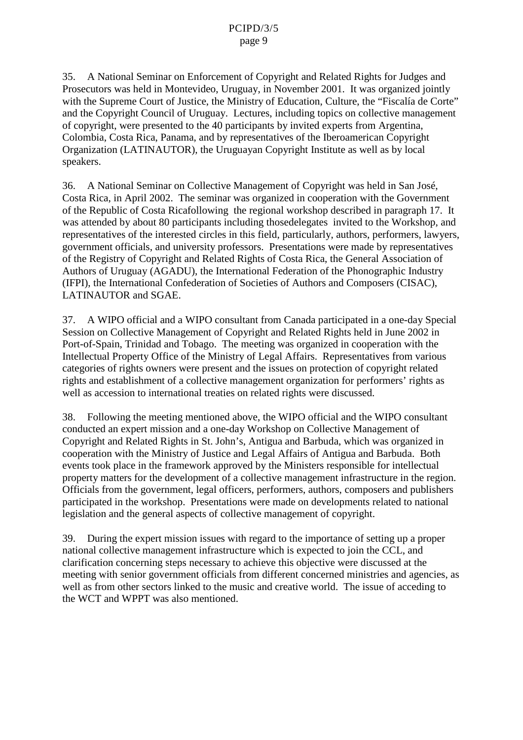35. A National Seminar on Enforcement of Copyright and Related Rights for Judges and Prosecutors was held in Montevideo, Uruguay, in November 2001. It was organized jointly with the Supreme Court of Justice, the Ministry of Education, Culture, the "Fiscalía de Corte" and the Copyright Council of Uruguay. Lectures, including topics on collective management of copyright, were presented to the 40 participants by invited experts from Argentina, Colombia, Costa Rica, Panama, and by representatives of the Iberoamerican Copyright Organization (LATINAUTOR), the Uruguayan Copyright Institute as well as by local speakers.

36. A National Seminar on Collective Management of Copyright was held in San José, Costa Rica, in April 2002. The seminar was organized in cooperation with the Government of the Republic of Costa Ricafollowing the regional workshop described in paragraph 17. It was attended by about 80 participants including thosedelegates invited to the Workshop, and representatives of the interested circles in this field, particularly, authors, performers, lawyers, government officials, and university professors. Presentations were made by representatives of the Registry of Copyright and Related Rights of Costa Rica, the General Association of Authors of Uruguay (AGADU), the International Federation of the Phonographic Industry (IFPI), the International Confederation of Societies of Authors and Composers (CISAC), LATINAUTOR and SGAE.

37. A WIPO official and a WIPO consultant from Canada participated in a one-day Special Session on Collective Management of Copyright and Related Rights held in June 2002 in Port-of-Spain, Trinidad and Tobago. The meeting was organized in cooperation with the Intellectual Property Office of the Ministry of Legal Affairs. Representatives from various categories of rights owners were present and the issues on protection of copyright related rights and establishment of a collective management organization for performers' rights as well as accession to international treaties on related rights were discussed.

38. Following the meeting mentioned above, the WIPO official and the WIPO consultant conducted an expert mission and a one-day Workshop on Collective Management of Copyright and Related Rights in St. John's, Antigua and Barbuda, which was organized in cooperation with the Ministry of Justice and Legal Affairs of Antigua and Barbuda. Both events took place in the framework approved by the Ministers responsible for intellectual property matters for the development of a collective management infrastructure in the region. Officials from the government, legal officers, performers, authors, composers and publishers participated in the workshop. Presentations were made on developments related to national legislation and the general aspects of collective management of copyright.

39. During the expert mission issues with regard to the importance of setting up a proper national collective management infrastructure which is expected to join the CCL, and clarification concerning steps necessary to achieve this objective were discussed at the meeting with senior government officials from different concerned ministries and agencies, as well as from other sectors linked to the music and creative world. The issue of acceding to the WCT and WPPT was also mentioned.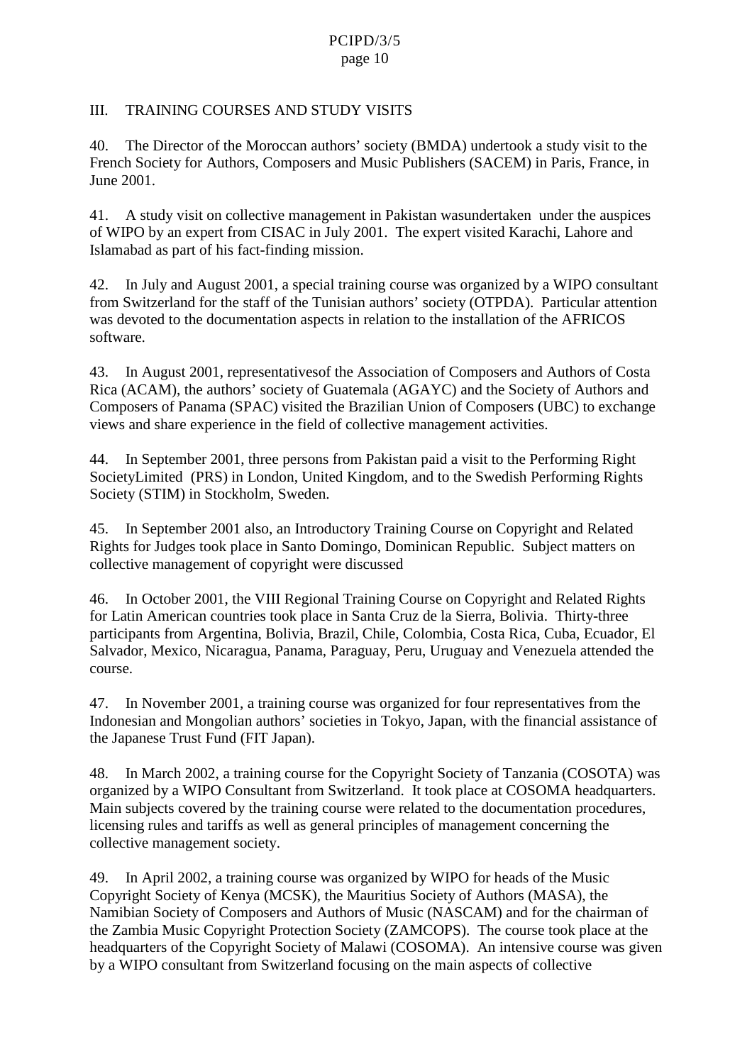## III. TRAINING COURSES AND STUDY VISITS

40. The Director of the Moroccan authors' society (BMDA) undertook a study visit to the French Society for Authors, Composers and Music Publishers (SACEM) in Paris, France, in June 2001.

41. A study visit on collective management in Pakistan wasundertaken under the auspices of WIPO by an expert from CISAC in July 2001. The expert visited Karachi, Lahore and Islamabad as part of his fact-finding mission.

42. In July and August 2001, a special training course was organized by a WIPO consultant from Switzerland for the staff of the Tunisian authors' society (OTPDA). Particular attention was devoted to the documentation aspects in relation to the installation of the AFRICOS software.

43. In August 2001, representativesof the Association of Composers and Authors of Costa Rica (ACAM), the authors' society of Guatemala (AGAYC) and the Society of Authors and Composers of Panama (SPAC) visited the Brazilian Union of Composers (UBC) to exchange views and share experience in the field of collective management activities.

44. In September 2001, three persons from Pakistan paid a visit to the Performing Right SocietyLimited (PRS) in London, United Kingdom, and to the Swedish Performing Rights Society (STIM) in Stockholm, Sweden.

45. In September 2001 also, an Introductory Training Course on Copyright and Related Rights for Judges took place in Santo Domingo, Dominican Republic. Subject matters on collective management of copyright were discussed

46. In October 2001, the VIII Regional Training Course on Copyright and Related Rights for Latin American countries took place in Santa Cruz de la Sierra, Bolivia. Thirty-three participants from Argentina, Bolivia, Brazil, Chile, Colombia, Costa Rica, Cuba, Ecuador, El Salvador, Mexico, Nicaragua, Panama, Paraguay, Peru, Uruguay and Venezuela attended the course.

47. In November 2001, a training course was organized for four representatives from the Indonesian and Mongolian authors' societies in Tokyo, Japan, with the financial assistance of the Japanese Trust Fund (FIT Japan).

48. In March 2002, a training course for the Copyright Society of Tanzania (COSOTA) was organized by a WIPO Consultant from Switzerland. It took place at COSOMA headquarters. Main subjects covered by the training course were related to the documentation procedures, licensing rules and tariffs as well as general principles of management concerning the collective management society.

49. In April 2002, a training course was organized by WIPO for heads of the Music Copyright Society of Kenya (MCSK), the Mauritius Society of Authors (MASA), the Namibian Society of Composers and Authors of Music (NASCAM) and for the chairman of the Zambia Music Copyright Protection Society (ZAMCOPS). The course took place at the headquarters of the Copyright Society of Malawi (COSOMA). An intensive course was given by a WIPO consultant from Switzerland focusing on the main aspects of collective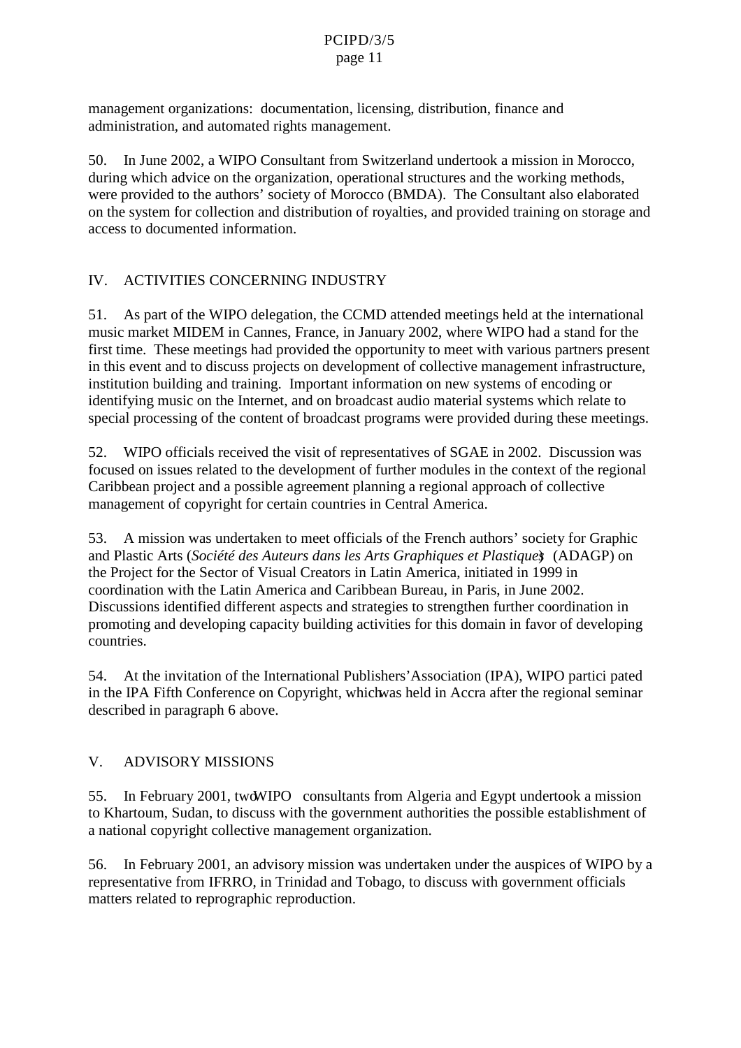management organizations:  documentation, licensing, distribution, finance and administration, and automated rights management.

50. In June 2002, a WIPO Consultant from Switzerland undertook a mission in Morocco, during which advice on the organization, operational structures and the working methods, were provided to the authors' society of Morocco (BMDA).  The Consultant also elaborated on the system for collection and distribution of royalties, and provided training on storage and access to documented information.

## IV. ACTIVITIES CONCERNING INDUSTRY

51. As part of the WIPO delegation, the CCMD attended meetings held at the international music market MIDEM in Cannes, France, in January 2002, where WIPO had a stand for the first time.  These meetings had provided the opportunity to meet with various partners present in this event and to discuss projects on development of collective management infrastructure, institution building and training.  Important information on new systems of encoding or identifying music on the Internet, and on broadcast audio material systems which relate to special processing of the content of broadcast programs were provided during these meetings.

52. WIPO officials received the visit of representatives of SGAE in 2002.  Discussion was focused on issues related to the development of further modules in the context of the regional Caribbean project and a possible agreement planning a regional approach of collective management of copyright for certain countries in Central America.

53. A mission was undertaken to meet officials of the French authors' society for Graphic and Plastic Arts (*Société des Auteurs dans les Arts Graphiques et Plastiques*) (ADAGP) on the Project for the Sector of Visual Creators in Latin America, initiated in 1999 in coordination with the Latin America and Caribbean Bureau, in Paris, in June 2002.  Discussions identified different aspects and strategies to strengthen further coordination in promoting and developing capacity building activities for this domain in favor of developing countries.

54. At the invitation of the International Publishers' Association (IPA), WIPO participated in the IPA Fifth Conference on Copyright, which was held in Accra after the regional seminar described in paragraph 6 above.

## V. ADVISORY MISSIONS

55. In February 2001, two WIPO consultants from Algeria and Egypt undertook a mission to Khartoum, Sudan, to discuss with the government authorities the possible establishment of a national copyright collective management organization.

56. In February 2001, an advisory mission was undertaken under the auspices of WIPO by a representative from IFRRO, in Trinidad and Tobago, to discuss with government officials matters related to reprographic reproduction.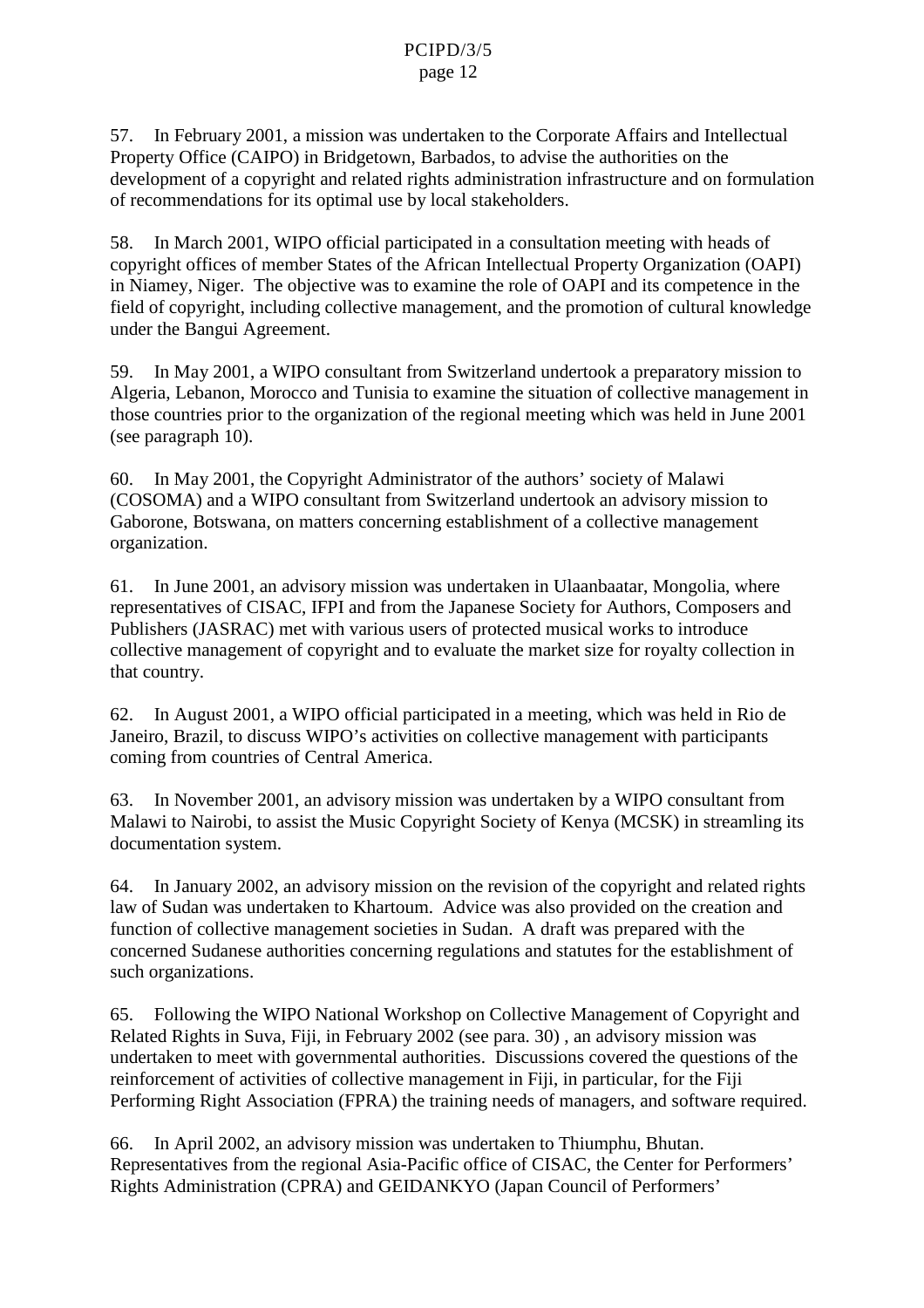57. In February 2001, a mission was undertaken to the Corporate Affairs and Intellectual Property Office (CAIPO) in Bridgetown, Barbados, to advise the authorities on the development of a copyright and related rights administration infrastructure and on formulation of recommendations for its optimal use by local stakeholders.

58. In March 2001, WIPO official participated in a consultation meeting with heads of copyright offices of member States of the African Intellectual Property Organization (OAPI) in Niamey, Niger. The objective was to examine the role of OAPI and its competence in the field of copyright, including collective management, and the promotion of cultural knowledge under the Bangui Agreement.

59. In May 2001, a WIPO consultant from Switzerland undertook a preparatory mission to Algeria, Lebanon, Morocco and Tunisia to examine the situation of collective management in those countries prior to the organization of the regional meeting which was held in June 2001 (see paragraph 10).

60. In May 2001, the Copyright Administrator of the authors' society of Malawi (COSOMA) and a WIPO consultant from Switzerland undertook an advisory mission to Gaborone, Botswana, on matters concerning establishment of a collective management organization.

61. In June 2001, an advisory mission was undertaken in Ulaanbaatar, Mongolia, where representatives of CISAC, IFPI and from the Japanese Society for Authors, Composers and Publishers (JASRAC) met with various users of protected musical works to introduce collective management of copyright and to evaluate the market size for royalty collection in that country.

62. In August 2001, a WIPO official participated in a meeting, which was held in Rio de Janeiro, Brazil, to discuss WIPO's activities on collective management with participants coming from countries of Central America.

63. In November 2001, an advisory mission was undertaken by a WIPO consultant from Malawi to Nairobi, to assist the Music Copyright Society of Kenya (MCSK) in streamling its documentation system.

64. In January 2002, an advisory mission on the revision of the copyright and related rights law of Sudan was undertaken to Khartoum. Advice was also provided on the creation and function of collective management societies in Sudan. A draft was prepared with the concerned Sudanese authorities concerning regulations and statutes for the establishment of such organizations.

65. Following the WIPO National Workshop on Collective Management of Copyright and Related Rights in Suva, Fiji, in February 2002 (see para. 30) , an advisory mission was undertaken to meet with governmental authorities. Discussions covered the questions of the reinforcement of activities of collective management in Fiji, in particular, for the Fiji Performing Right Association (FPRA) the training needs of managers, and software required.

66. In April 2002, an advisory mission was undertaken to Thiumphu, Bhutan. Representatives from the regional Asia-Pacific office of CISAC, the Center for Performers' Rights Administration (CPRA) and GEIDANKYO (Japan Council of Performers'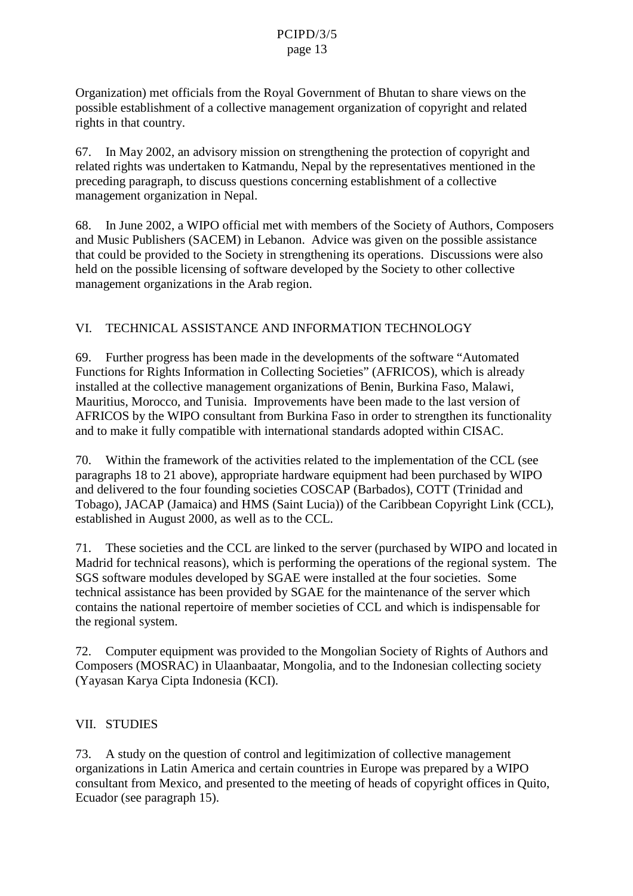Organization) met officials from the Royal Government of Bhutan to share views on the possible establishment of a collective management organization of copyright and related rights in that country.

67. In May 2002, an advisory mission on strengthening the protection of copyright and related rights was undertaken to Katmandu, Nepal by the representatives mentioned in the preceding paragraph, to discuss questions concerning establishment of a collective management organization in Nepal.

68. In June 2002, a WIPO official met with members of the Society of Authors, Composers and Music Publishers (SACEM) in Lebanon. Advice was given on the possible assistance that could be provided to the Society in strengthening its operations. Discussions were also held on the possible licensing of software developed by the Society to other collective management organizations in the Arab region.

## VI. TECHNICAL ASSISTANCE AND INFORMATION TECHNOLOGY

69. Further progress has been made in the developments of the software "Automated Functions for Rights Information in Collecting Societies" (AFRICOS), which is already installed at the collective management organizations of Benin, Burkina Faso, Malawi, Mauritius, Morocco, and Tunisia. Improvements have been made to the last version of AFRICOS by the WIPO consultant from Burkina Faso in order to strengthen its functionality and to make it fully compatible with international standards adopted within CISAC.

70. Within the framework of the activities related to the implementation of the CCL (see paragraphs 18 to 21 above), appropriate hardware equipment had been purchased by WIPO and delivered to the four founding societies COSCAP (Barbados), COTT (Trinidad and Tobago), JACAP (Jamaica) and HMS (Saint Lucia)) of the Caribbean Copyright Link (CCL), established in August 2000, as well as to the CCL.

71. These societies and the CCL are linked to the server (purchased by WIPO and located in Madrid for technical reasons), which is performing the operations of the regional system. The SGS software modules developed by SGAE were installed at the four societies. Some technical assistance has been provided by SGAE for the maintenance of the server which contains the national repertoire of member societies of CCL and which is indispensable for the regional system.

72. Computer equipment was provided to the Mongolian Society of Rights of Authors and Composers (MOSRAC) in Ulaanbaatar, Mongolia, and to the Indonesian collecting society (Yayasan Karya Cipta Indonesia (KCI).

## VII. STUDIES

73. A study on the question of control and legitimization of collective management organizations in Latin America and certain countries in Europe was prepared by a WIPO consultant from Mexico, and presented to the meeting of heads of copyright offices in Quito, Ecuador (see paragraph 15).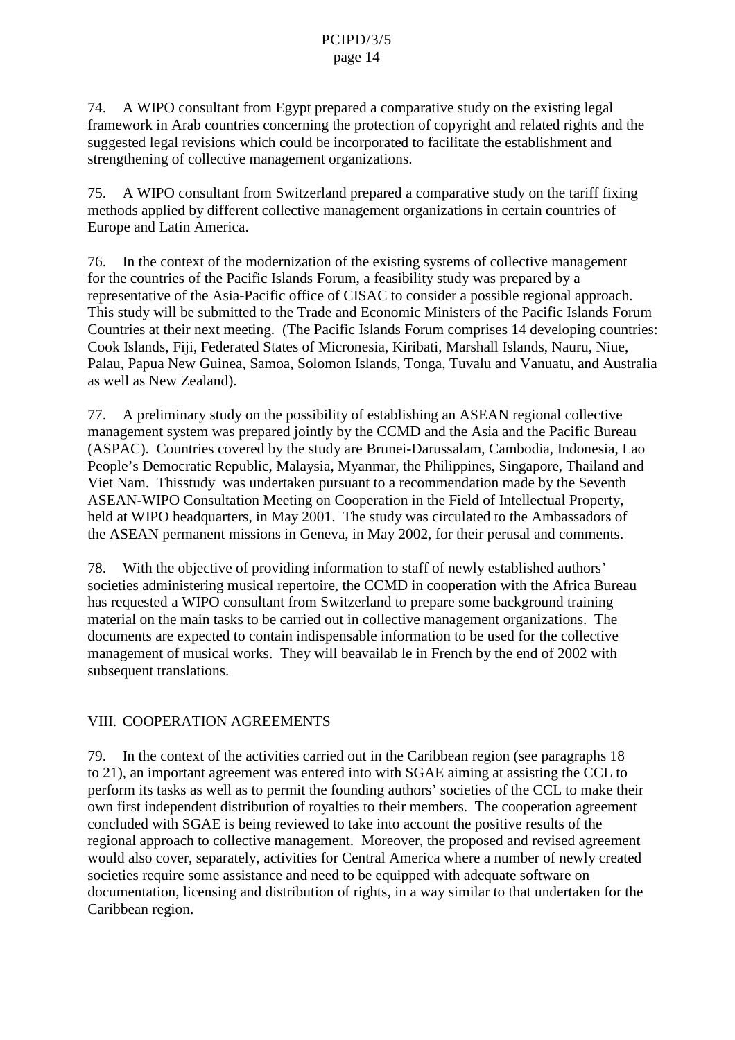74. A WIPO consultant from Egypt prepared a comparative study on the existing legal framework in Arab countries concerning the protection of copyright and related rights and the suggested legal revisions which could be incorporated to facilitate the establishment and strengthening of collective management organizations.

75. A WIPO consultant from Switzerland prepared a comparative study on the tariff fixing methods applied by different collective management organizations in certain countries of Europe and Latin America.

76. In the context of the modernization of the existing systems of collective management for the countries of the Pacific Islands Forum, a feasibility study was prepared by a representative of the Asia-Pacific office of CISAC to consider a possible regional approach. This study will be submitted to the Trade and Economic Ministers of the Pacific Islands Forum Countries at their next meeting. (The Pacific Islands Forum comprises 14 developing countries: Cook Islands, Fiji, Federated States of Micronesia, Kiribati, Marshall Islands, Nauru, Niue, Palau, Papua New Guinea, Samoa, Solomon Islands, Tonga, Tuvalu and Vanuatu, and Australia as well as New Zealand).

77. A preliminary study on the possibility of establishing an ASEAN regional collective management system was prepared jointly by the CCMD and the Asia and the Pacific Bureau (ASPAC). Countries covered by the study are Brunei-Darussalam, Cambodia, Indonesia, Lao People's Democratic Republic, Malaysia, Myanmar, the Philippines, Singapore, Thailand and Viet Nam. Thisstudy was undertaken pursuant to a recommendation made by the Seventh ASEAN-WIPO Consultation Meeting on Cooperation in the Field of Intellectual Property, held at WIPO headquarters, in May 2001. The study was circulated to the Ambassadors of the ASEAN permanent missions in Geneva, in May 2002, for their perusal and comments.

78. With the objective of providing information to staff of newly established authors' societies administering musical repertoire, the CCMD in cooperation with the Africa Bureau has requested a WIPO consultant from Switzerland to prepare some background training material on the main tasks to be carried out in collective management organizations. The documents are expected to contain indispensable information to be used for the collective management of musical works. They will beavailab le in French by the end of 2002 with subsequent translations.

## VIII. COOPERATION AGREEMENTS

79. In the context of the activities carried out in the Caribbean region (see paragraphs 18 to 21), an important agreement was entered into with SGAE aiming at assisting the CCL to perform its tasks as well as to permit the founding authors' societies of the CCL to make their own first independent distribution of royalties to their members. The cooperation agreement concluded with SGAE is being reviewed to take into account the positive results of the regional approach to collective management. Moreover, the proposed and revised agreement would also cover, separately, activities for Central America where a number of newly created societies require some assistance and need to be equipped with adequate software on documentation, licensing and distribution of rights, in a way similar to that undertaken for the Caribbean region.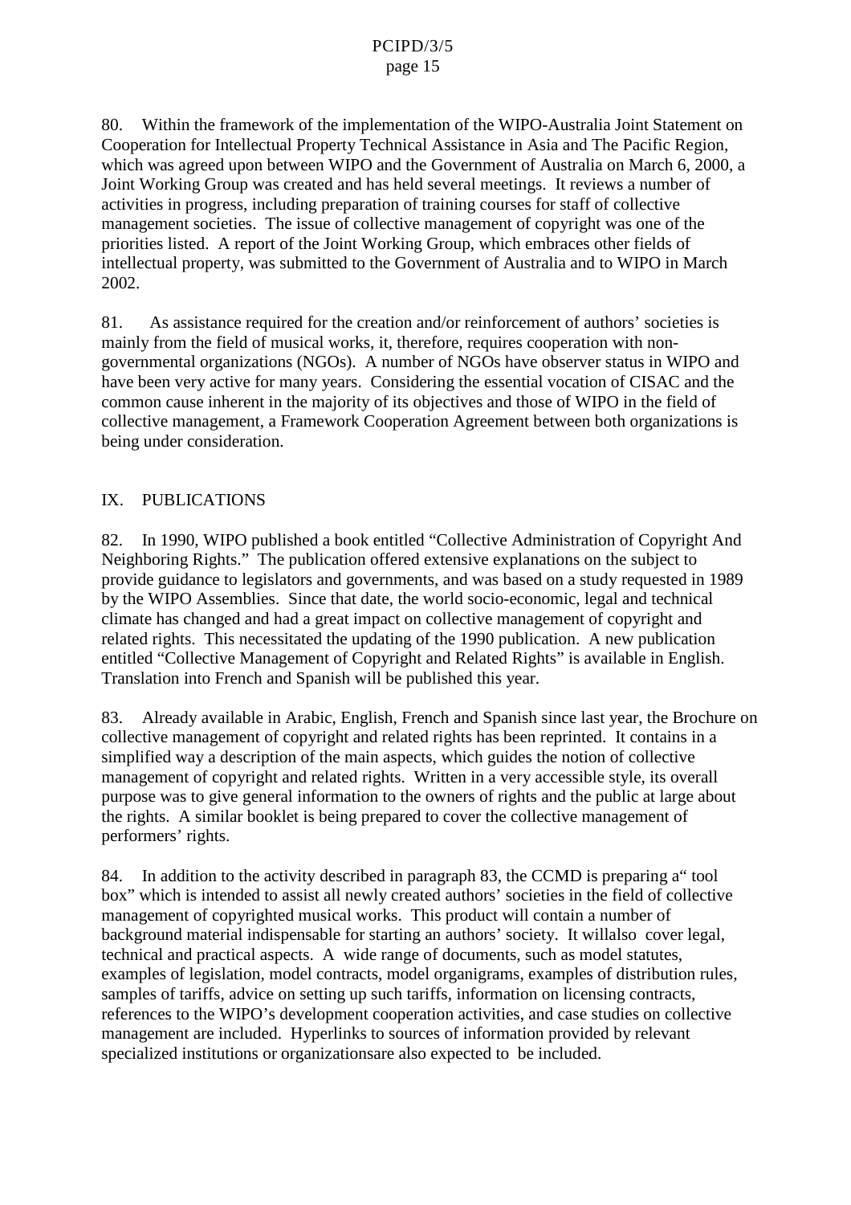80. Within the framework of the implementation of the WIPO-Australia Joint Statement on Cooperation for Intellectual Property Technical Assistance in Asia and The Pacific Region, which was agreed upon between WIPO and the Government of Australia on March 6, 2000, a Joint Working Group was created and has held several meetings. It reviews a number of activities in progress, including preparation of training courses for staff of collective management societies. The issue of collective management of copyright was one of the priorities listed. A report of the Joint Working Group, which embraces other fields of intellectual property, was submitted to the Government of Australia and to WIPO in March 2002.

81. As assistance required for the creation and/or reinforcement of authors' societies is mainly from the field of musical works, it, therefore, requires cooperation with non-governmental organizations (NGOs). A number of NGOs have observer status in WIPO and have been very active for many years. Considering the essential vocation of CISAC and the common cause inherent in the majority of its objectives and those of WIPO in the field of collective management, a Framework Cooperation Agreement between both organizations is being under consideration.

## IX. PUBLICATIONS

82. In 1990, WIPO published a book entitled "Collective Administration of Copyright And Neighboring Rights." The publication offered extensive explanations on the subject to provide guidance to legislators and governments, and was based on a study requested in 1989 by the WIPO Assemblies. Since that date, the world socio-economic, legal and technical climate has changed and had a great impact on collective management of copyright and related rights. This necessitated the updating of the 1990 publication. A new publication entitled "Collective Management of Copyright and Related Rights" is available in English. Translation into French and Spanish will be published this year.

83. Already available in Arabic, English, French and Spanish since last year, the Brochure on collective management of copyright and related rights has been reprinted. It contains in a simplified way a description of the main aspects, which guides the notion of collective management of copyright and related rights. Written in a very accessible style, its overall purpose was to give general information to the owners of rights and the public at large about the rights. A similar booklet is being prepared to cover the collective management of performers' rights.

84. In addition to the activity described in paragraph 83, the CCMD is preparing a" tool box" which is intended to assist all newly created authors' societies in the field of collective management of copyrighted musical works. This product will contain a number of background material indispensable for starting an authors' society. It willalso cover legal, technical and practical aspects. A wide range of documents, such as model statutes, examples of legislation, model contracts, model organigrams, examples of distribution rules, samples of tariffs, advice on setting up such tariffs, information on licensing contracts, references to the WIPO's development cooperation activities, and case studies on collective management are included. Hyperlinks to sources of information provided by relevant specialized institutions or organizationsare also expected to be included.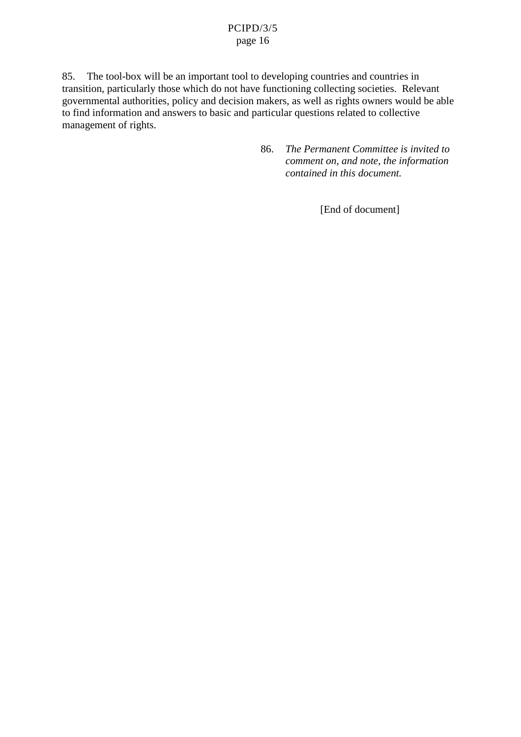85. The tool-box will be an important tool to developing countries and countries in transition, particularly those which do not have functioning collecting societies. Relevant governmental authorities, policy and decision makers, as well as rights owners would be able to find information and answers to basic and particular questions related to collective management of rights.

86. *The Permanent Committee is invited to comment on, and note, the information contained in this document.*

[End of document]